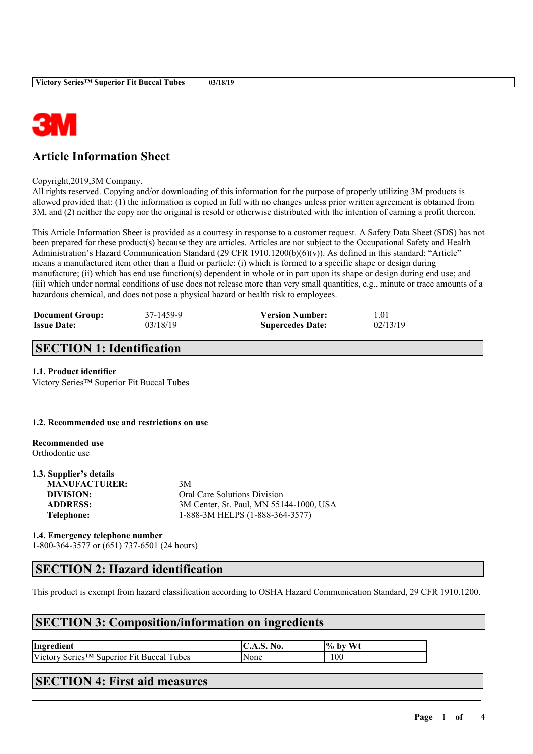# Article Information Sheet

Copyright,2019,3M Company.
All rights reserved. Copying and/or downloading of this information for the purpose of properly utilizing 3M products is allowed provided that: (1) the information is copied in full with no changes unless prior written agreement is obtained from 3M, and (2) neither the copy nor the original is resold or otherwise distributed with the intention of earning a profit thereon.

This Article Information Sheet is provided as a courtesy in response to a customer request. A Safety Data Sheet (SDS) has not been prepared for these product(s) because they are articles. Articles are not subject to the Occupational Safety and Health Administration's Hazard Communication Standard (29 CFR 1910.1200(b)(6)(v)). As defined in this standard: "Article" means a manufactured item other than a fluid or particle: (i) which is formed to a specific shape or design during manufacture; (ii) which has end use function(s) dependent in whole or in part upon its shape or design during end use; and (iii) which under normal conditions of use does not release more than very small quantities, e.g., minute or trace amounts of a hazardous chemical, and does not pose a physical hazard or health risk to employees.

| | | | |
|---|---|---|---|
| **Document Group:** | 37-1459-9 | **Version Number:** | 1.01 |
| **Issue Date:** | 03/18/19 | **Supercedes Date:** | 02/13/19 |

## SECTION 1: Identification

### 1.1. Product identifier

Victory Series™ Superior Fit Buccal Tubes

### 1.2. Recommended use and restrictions on use

**Recommended use**
Orthodontic use

### 1.3. Supplier's details

| | |
|---|---|
| **MANUFACTURER:** | 3M |
| **DIVISION:** | Oral Care Solutions Division |
| **ADDRESS:** | 3M Center, St. Paul, MN 55144-1000, USA |
| **Telephone:** | 1-888-3M HELPS (1-888-364-3577) |

### 1.4. Emergency telephone number

1-800-364-3577 or (651) 737-6501 (24 hours)

## SECTION 2: Hazard identification

This product is exempt from hazard classification according to OSHA Hazard Communication Standard, 29 CFR 1910.1200.

## SECTION 3: Composition/information on ingredients

| Ingredient | C.A.S. No. | % by Wt |
|---|---|---|
| Victory Series™ Superior Fit Buccal Tubes | None | 100 |

## SECTION 4: First aid measures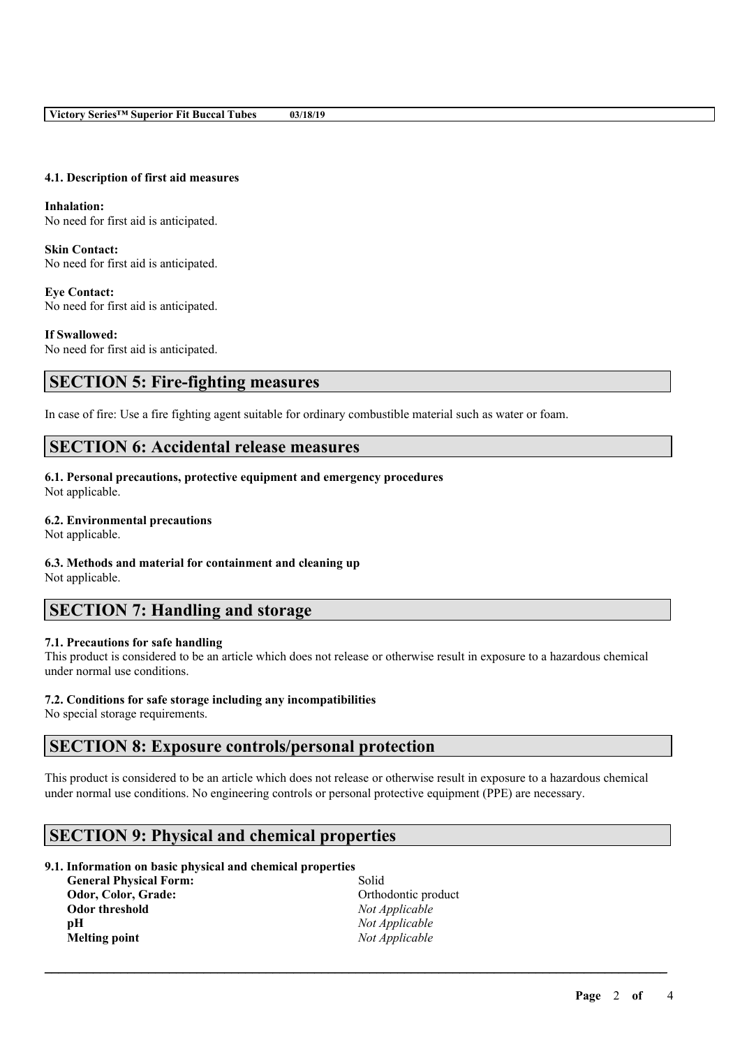### 4.1. Description of first aid measures

**Inhalation:**
No need for first aid is anticipated.

**Skin Contact:**
No need for first aid is anticipated.

**Eye Contact:**
No need for first aid is anticipated.

**If Swallowed:**
No need for first aid is anticipated.

## SECTION 5: Fire-fighting measures

In case of fire: Use a fire fighting agent suitable for ordinary combustible material such as water or foam.

## SECTION 6: Accidental release measures

### 6.1. Personal precautions, protective equipment and emergency procedures
Not applicable.

### 6.2. Environmental precautions
Not applicable.

### 6.3. Methods and material for containment and cleaning up
Not applicable.

## SECTION 7: Handling and storage

### 7.1. Precautions for safe handling
This product is considered to be an article which does not release or otherwise result in exposure to a hazardous chemical under normal use conditions.

### 7.2. Conditions for safe storage including any incompatibilities
No special storage requirements.

## SECTION 8: Exposure controls/personal protection

This product is considered to be an article which does not release or otherwise result in exposure to a hazardous chemical under normal use conditions. No engineering controls or personal protective equipment (PPE) are necessary.

## SECTION 9: Physical and chemical properties

### 9.1. Information on basic physical and chemical properties

| | |
|---|---|
| **General Physical Form:** | Solid |
| **Odor, Color, Grade:** | Orthodontic product |
| **Odor threshold** | *Not Applicable* |
| **pH** | *Not Applicable* |
| **Melting point** | *Not Applicable* |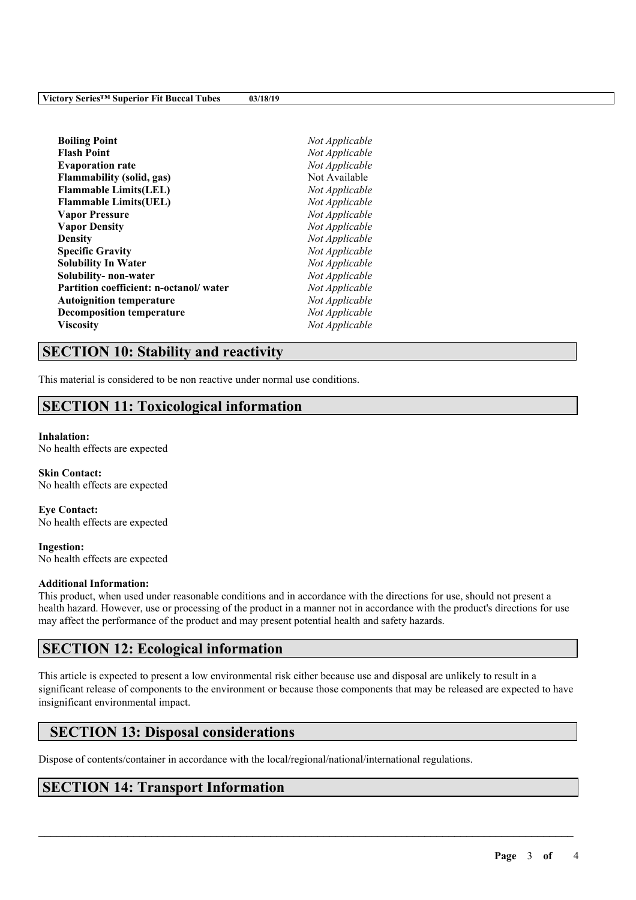| Property | Value |
| --- | --- |
| **Boiling Point** | *Not Applicable* |
| **Flash Point** | *Not Applicable* |
| **Evaporation rate** | *Not Applicable* |
| **Flammability (solid, gas)** | Not Available |
| **Flammable Limits(LEL)** | *Not Applicable* |
| **Flammable Limits(UEL)** | *Not Applicable* |
| **Vapor Pressure** | *Not Applicable* |
| **Vapor Density** | *Not Applicable* |
| **Density** | *Not Applicable* |
| **Specific Gravity** | *Not Applicable* |
| **Solubility In Water** | *Not Applicable* |
| **Solubility- non-water** | *Not Applicable* |
| **Partition coefficient: n-octanol/ water** | *Not Applicable* |
| **Autoignition temperature** | *Not Applicable* |
| **Decomposition temperature** | *Not Applicable* |
| **Viscosity** | *Not Applicable* |

## SECTION 10: Stability and reactivity

This material is considered to be non reactive under normal use conditions.

## SECTION 11: Toxicological information

**Inhalation:**
No health effects are expected

**Skin Contact:**
No health effects are expected

**Eye Contact:**
No health effects are expected

**Ingestion:**
No health effects are expected

**Additional Information:**
This product, when used under reasonable conditions and in accordance with the directions for use, should not present a health hazard. However, use or processing of the product in a manner not in accordance with the product's directions for use may affect the performance of the product and may present potential health and safety hazards.

## SECTION 12: Ecological information

This article is expected to present a low environmental risk either because use and disposal are unlikely to result in a significant release of components to the environment or because those components that may be released are expected to have insignificant environmental impact.

## SECTION 13: Disposal considerations

Dispose of contents/container in accordance with the local/regional/national/international regulations.

## SECTION 14: Transport Information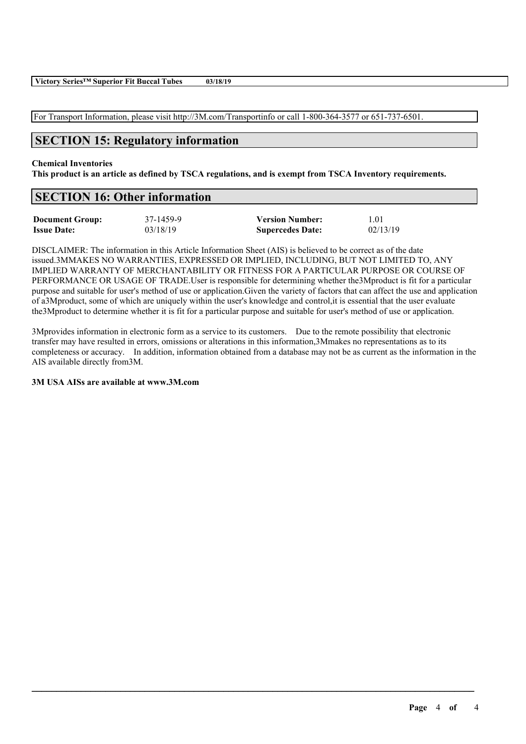For Transport Information, please visit http://3M.com/Transportinfo or call 1-800-364-3577 or 651-737-6501.

## SECTION 15: Regulatory information

**Chemical Inventories**

**This product is an article as defined by TSCA regulations, and is exempt from TSCA Inventory requirements.**

## SECTION 16: Other information

| | | | |
|---|---|---|---|
| **Document Group:** | 37-1459-9 | **Version Number:** | 1.01 |
| **Issue Date:** | 03/18/19 | **Supercedes Date:** | 02/13/19 |

DISCLAIMER: The information in this Article Information Sheet (AIS) is believed to be correct as of the date issued.3MMAKES NO WARRANTIES, EXPRESSED OR IMPLIED, INCLUDING, BUT NOT LIMITED TO, ANY IMPLIED WARRANTY OF MERCHANTABILITY OR FITNESS FOR A PARTICULAR PURPOSE OR COURSE OF PERFORMANCE OR USAGE OF TRADE.User is responsible for determining whether the3Mproduct is fit for a particular purpose and suitable for user's method of use or application.Given the variety of factors that can affect the use and application of a3Mproduct, some of which are uniquely within the user's knowledge and control,it is essential that the user evaluate the3Mproduct to determine whether it is fit for a particular purpose and suitable for user's method of use or application.

3Mprovides information in electronic form as a service to its customers. Due to the remote possibility that electronic transfer may have resulted in errors, omissions or alterations in this information,3Mmakes no representations as to its completeness or accuracy. In addition, information obtained from a database may not be as current as the information in the AIS available directly from3M.

**3M USA AISs are available at www.3M.com**